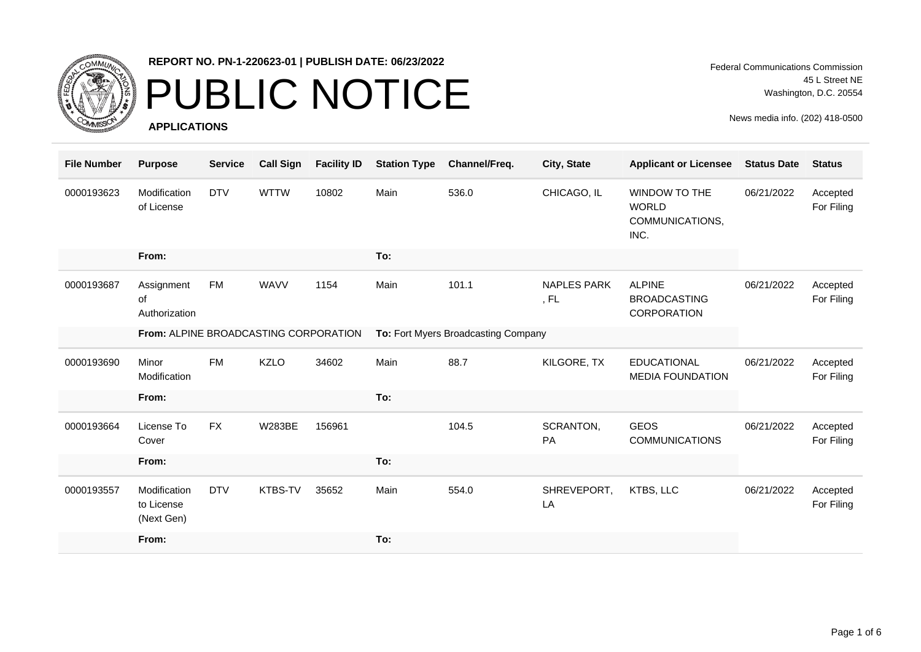**REPORT NO. PN-1-220623-01 | PUBLISH DATE: 06/23/2022**

# PUBLIC NOTICE

**APPLICATIONS**

Federal Communications Commission
45 L Street NE
Washington, D.C. 20554

News media info. (202) 418-0500

| File Number | Purpose | Service | Call Sign | Facility ID | Station Type | Channel/Freq. | City, State | Applicant or Licensee | Status Date | Status |
|---|---|---|---|---|---|---|---|---|---|---|
| 0000193623 | Modification of License | DTV | WTTW | 10802 | Main | 536.0 | CHICAGO, IL | WINDOW TO THE WORLD COMMUNICATIONS, INC. | 06/21/2022 | Accepted For Filing |
| | **From:** | | | | **To:** | | | | | |
| 0000193687 | Assignment of Authorization | FM | WAVV | 1154 | Main | 101.1 | NAPLES PARK , FL | ALPINE BROADCASTING CORPORATION | 06/21/2022 | Accepted For Filing |
| | **From:** ALPINE BROADCASTING CORPORATION | | | | **To:** Fort Myers Broadcasting Company | | | | | |
| 0000193690 | Minor Modification | FM | KZLO | 34602 | Main | 88.7 | KILGORE, TX | EDUCATIONAL MEDIA FOUNDATION | 06/21/2022 | Accepted For Filing |
| | **From:** | | | | **To:** | | | | | |
| 0000193664 | License To Cover | FX | W283BE | 156961 | | 104.5 | SCRANTON, PA | GEOS COMMUNICATIONS | 06/21/2022 | Accepted For Filing |
| | **From:** | | | | **To:** | | | | | |
| 0000193557 | Modification to License (Next Gen) | DTV | KTBS-TV | 35652 | Main | 554.0 | SHREVEPORT, LA | KTBS, LLC | 06/21/2022 | Accepted For Filing |
| | **From:** | | | | **To:** | | | | | |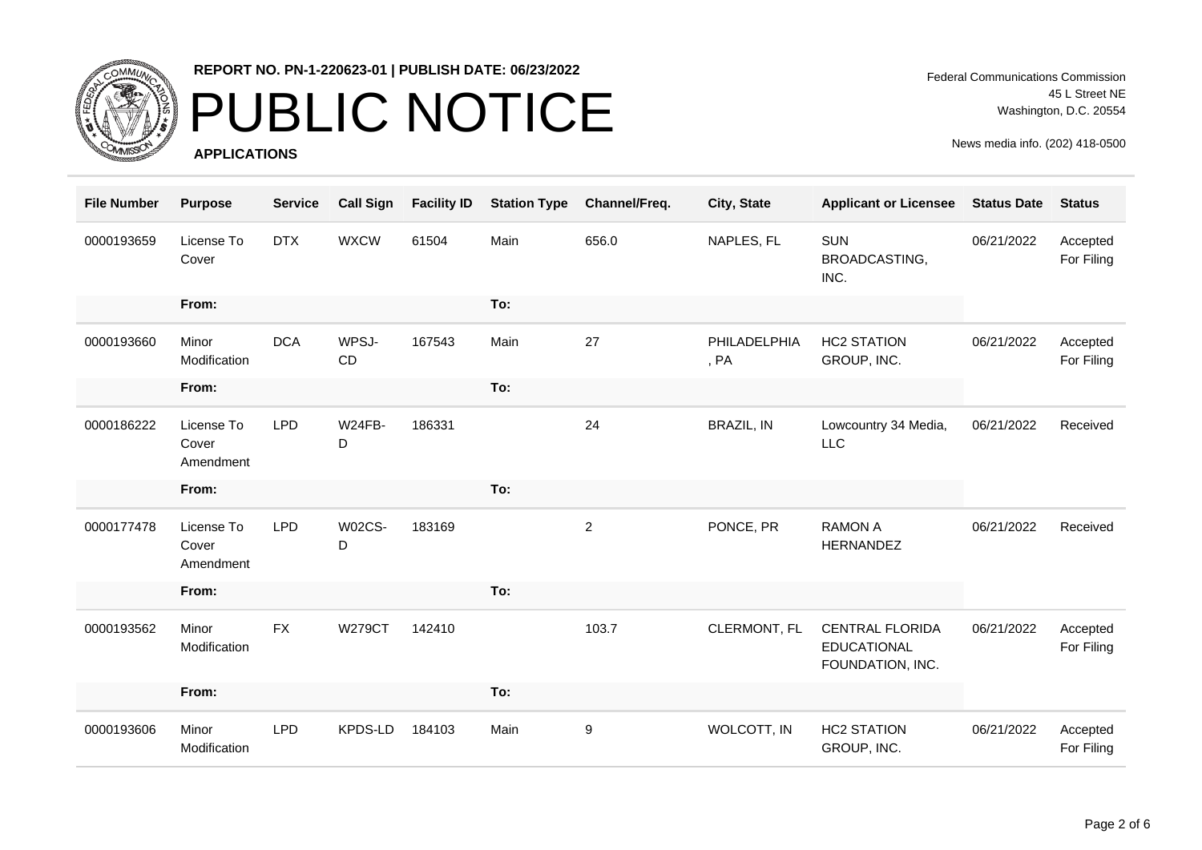# PUBLIC NOTICE

**REPORT NO. PN-1-220623-01 | PUBLISH DATE: 06/23/2022**

**APPLICATIONS**

Federal Communications Commission
45 L Street NE
Washington, D.C. 20554

News media info. (202) 418-0500

| File Number | Purpose | Service | Call Sign | Facility ID | Station Type | Channel/Freq. | City, State | Applicant or Licensee | Status Date | Status |
|---|---|---|---|---|---|---|---|---|---|---|
| 0000193659 | License To Cover | DTX | WXCW | 61504 | Main | 656.0 | NAPLES, FL | SUN BROADCASTING, INC. | 06/21/2022 | Accepted For Filing |
| | From: | | | | To: | | | | | |
| 0000193660 | Minor Modification | DCA | WPSJ-CD | 167543 | Main | 27 | PHILADELPHIA, PA | HC2 STATION GROUP, INC. | 06/21/2022 | Accepted For Filing |
| | From: | | | | To: | | | | | |
| 0000186222 | License To Cover Amendment | LPD | W24FB-D | 186331 | | 24 | BRAZIL, IN | Lowcountry 34 Media, LLC | 06/21/2022 | Received |
| | From: | | | | To: | | | | | |
| 0000177478 | License To Cover Amendment | LPD | W02CS-D | 183169 | | 2 | PONCE, PR | RAMON A HERNANDEZ | 06/21/2022 | Received |
| | From: | | | | To: | | | | | |
| 0000193562 | Minor Modification | FX | W279CT | 142410 | | 103.7 | CLERMONT, FL | CENTRAL FLORIDA EDUCATIONAL FOUNDATION, INC. | 06/21/2022 | Accepted For Filing |
| | From: | | | | To: | | | | | |
| 0000193606 | Minor Modification | LPD | KPDS-LD | 184103 | Main | 9 | WOLCOTT, IN | HC2 STATION GROUP, INC. | 06/21/2022 | Accepted For Filing |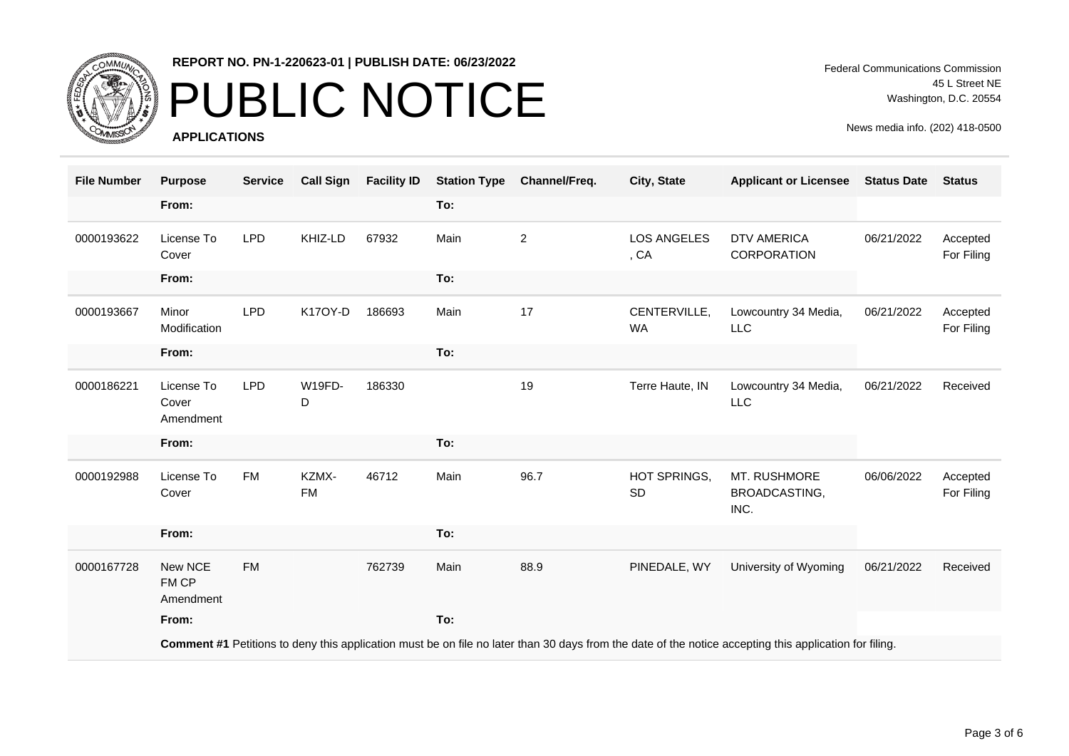REPORT NO. PN-1-220623-01 | PUBLISH DATE: 06/23/2022

# PUBLIC NOTICE

**APPLICATIONS**

Federal Communications Commission
45 L Street NE
Washington, D.C. 20554

News media info. (202) 418-0500

| File Number | Purpose | Service | Call Sign | Facility ID | Station Type | Channel/Freq. | City, State | Applicant or Licensee | Status Date | Status |
|---|---|---|---|---|---|---|---|---|---|---|
| | **From:** | | | | **To:** | | | | | |
| 0000193622 | License To Cover | LPD | KHIZ-LD | 67932 | Main | 2 | LOS ANGELES , CA | DTV AMERICA CORPORATION | 06/21/2022 | Accepted For Filing |
| | **From:** | | | | **To:** | | | | | |
| 0000193667 | Minor Modification | LPD | K17OY-D | 186693 | Main | 17 | CENTERVILLE, WA | Lowcountry 34 Media, LLC | 06/21/2022 | Accepted For Filing |
| | **From:** | | | | **To:** | | | | | |
| 0000186221 | License To Cover Amendment | LPD | W19FD-D | 186330 | | 19 | Terre Haute, IN | Lowcountry 34 Media, LLC | 06/21/2022 | Received |
| | **From:** | | | | **To:** | | | | | |
| 0000192988 | License To Cover | FM | KZMX-FM | 46712 | Main | 96.7 | HOT SPRINGS, SD | MT. RUSHMORE BROADCASTING, INC. | 06/06/2022 | Accepted For Filing |
| | **From:** | | | | **To:** | | | | | |
| 0000167728 | New NCE FM CP Amendment | FM | | 762739 | Main | 88.9 | PINEDALE, WY | University of Wyoming | 06/21/2022 | Received |
| | **From:** | | | | **To:** | | | | | |
| | **Comment #1** Petitions to deny this application must be on file no later than 30 days from the date of the notice accepting this application for filing. | | | | | | | | | |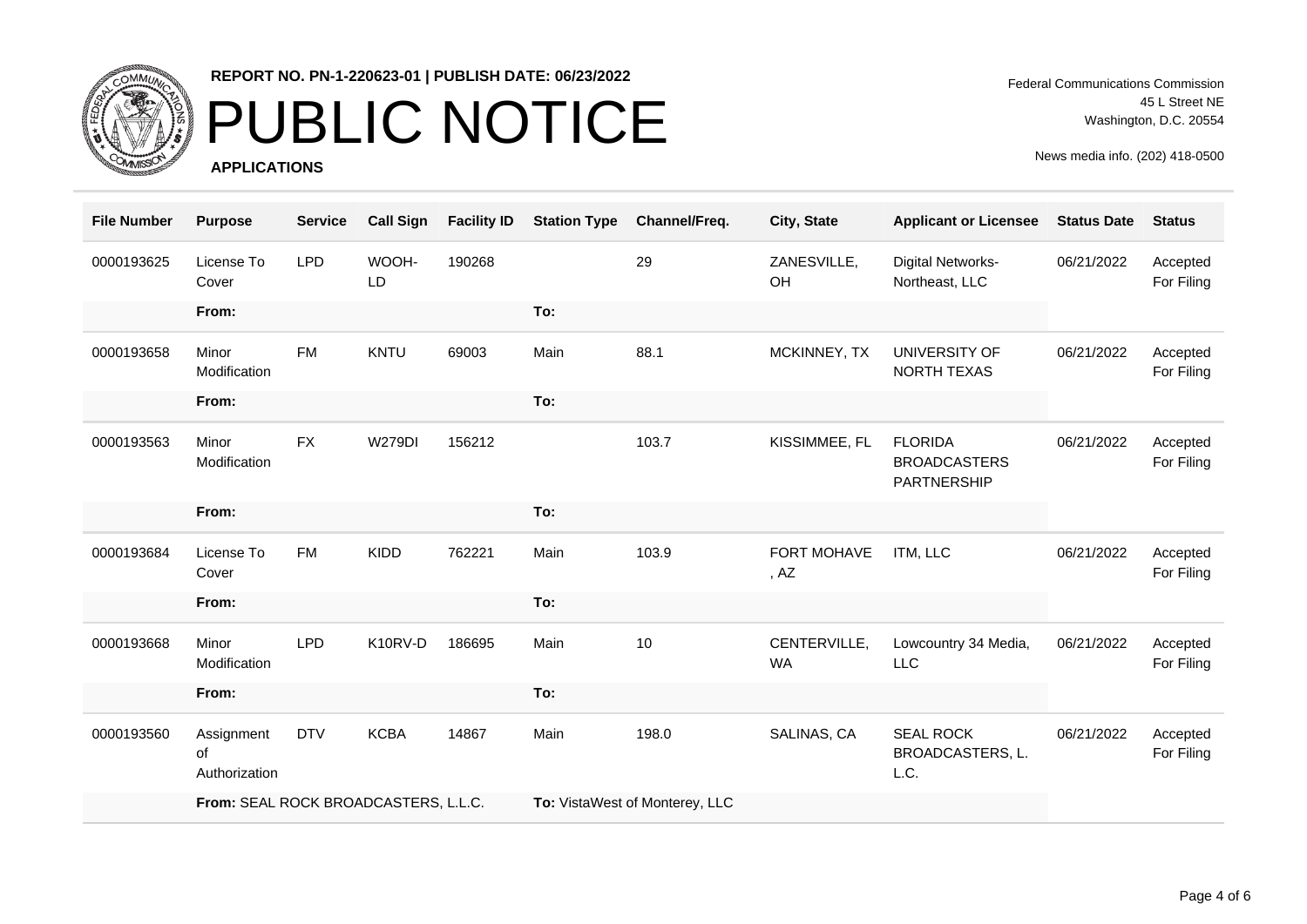**REPORT NO. PN-1-220623-01 | PUBLISH DATE: 06/23/2022**

# PUBLIC NOTICE

**APPLICATIONS**

Federal Communications Commission
45 L Street NE
Washington, D.C. 20554

News media info. (202) 418-0500

| File Number | Purpose | Service | Call Sign | Facility ID | Station Type | Channel/Freq. | City, State | Applicant or Licensee | Status Date | Status |
|---|---|---|---|---|---|---|---|---|---|---|
| 0000193625 | License To Cover | LPD | WOOH-LD | 190268 | | 29 | ZANESVILLE, OH | Digital Networks-Northeast, LLC | 06/21/2022 | Accepted For Filing |
| | **From:** | | | | **To:** | | | | | |
| 0000193658 | Minor Modification | FM | KNTU | 69003 | Main | 88.1 | MCKINNEY, TX | UNIVERSITY OF NORTH TEXAS | 06/21/2022 | Accepted For Filing |
| | **From:** | | | | **To:** | | | | | |
| 0000193563 | Minor Modification | FX | W279DI | 156212 | | 103.7 | KISSIMMEE, FL | FLORIDA BROADCASTERS PARTNERSHIP | 06/21/2022 | Accepted For Filing |
| | **From:** | | | | **To:** | | | | | |
| 0000193684 | License To Cover | FM | KIDD | 762221 | Main | 103.9 | FORT MOHAVE , AZ | ITM, LLC | 06/21/2022 | Accepted For Filing |
| | **From:** | | | | **To:** | | | | | |
| 0000193668 | Minor Modification | LPD | K10RV-D | 186695 | Main | 10 | CENTERVILLE, WA | Lowcountry 34 Media, LLC | 06/21/2022 | Accepted For Filing |
| | **From:** | | | | **To:** | | | | | |
| 0000193560 | Assignment of Authorization | DTV | KCBA | 14867 | Main | 198.0 | SALINAS, CA | SEAL ROCK BROADCASTERS, L.L.C. | 06/21/2022 | Accepted For Filing |
| | **From:** SEAL ROCK BROADCASTERS, L.L.C. | | | | **To:** VistaWest of Monterey, LLC | | | | | |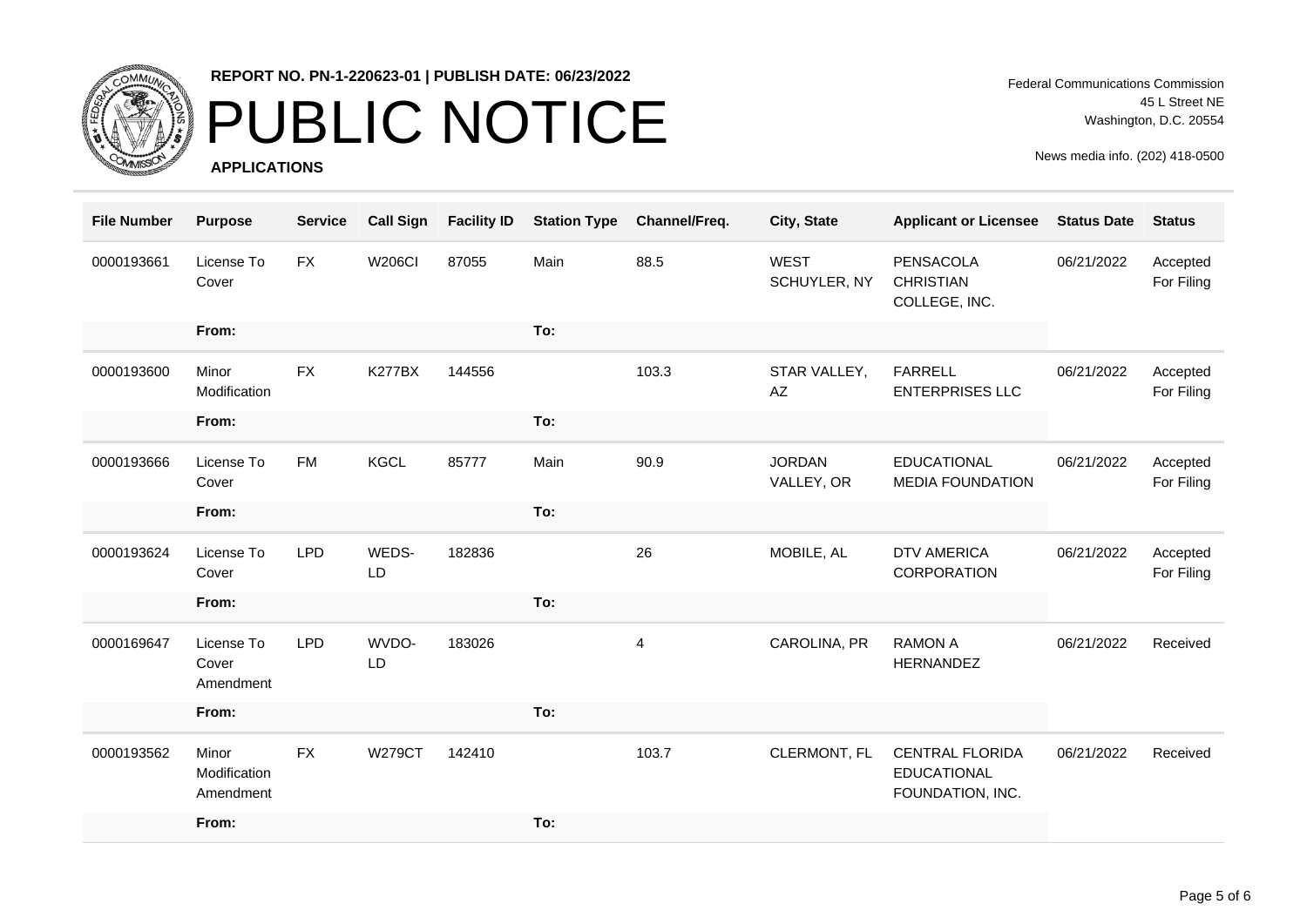**REPORT NO. PN-1-220623-01 | PUBLISH DATE: 06/23/2022**

# PUBLIC NOTICE

**APPLICATIONS**

Federal Communications Commission
45 L Street NE
Washington, D.C. 20554

News media info. (202) 418-0500

| File Number | Purpose | Service | Call Sign | Facility ID | Station Type | Channel/Freq. | City, State | Applicant or Licensee | Status Date | Status |
|---|---|---|---|---|---|---|---|---|---|---|
| 0000193661 | License To Cover | FX | W206CI | 87055 | Main | 88.5 | WEST SCHUYLER, NY | PENSACOLA CHRISTIAN COLLEGE, INC. | 06/21/2022 | Accepted For Filing |
| | From: | | | | To: | | | | | |
| 0000193600 | Minor Modification | FX | K277BX | 144556 | | 103.3 | STAR VALLEY, AZ | FARRELL ENTERPRISES LLC | 06/21/2022 | Accepted For Filing |
| | From: | | | | To: | | | | | |
| 0000193666 | License To Cover | FM | KGCL | 85777 | Main | 90.9 | JORDAN VALLEY, OR | EDUCATIONAL MEDIA FOUNDATION | 06/21/2022 | Accepted For Filing |
| | From: | | | | To: | | | | | |
| 0000193624 | License To Cover | LPD | WEDS-LD | 182836 | | 26 | MOBILE, AL | DTV AMERICA CORPORATION | 06/21/2022 | Accepted For Filing |
| | From: | | | | To: | | | | | |
| 0000169647 | License To Cover Amendment | LPD | WVDO-LD | 183026 | | 4 | CAROLINA, PR | RAMON A HERNANDEZ | 06/21/2022 | Received |
| | From: | | | | To: | | | | | |
| 0000193562 | Minor Modification Amendment | FX | W279CT | 142410 | | 103.7 | CLERMONT, FL | CENTRAL FLORIDA EDUCATIONAL FOUNDATION, INC. | 06/21/2022 | Received |
| | From: | | | | To: | | | | | |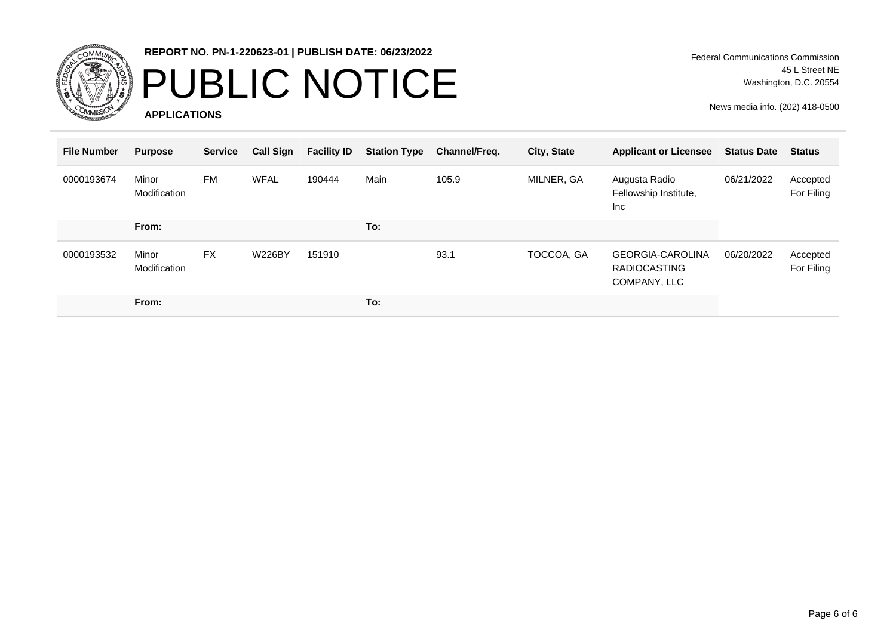**REPORT NO. PN-1-220623-01 | PUBLISH DATE: 06/23/2022**

# PUBLIC NOTICE

**APPLICATIONS**

Federal Communications Commission
45 L Street NE
Washington, D.C. 20554

News media info. (202) 418-0500

| File Number | Purpose | Service | Call Sign | Facility ID | Station Type | Channel/Freq. | City, State | Applicant or Licensee | Status Date | Status |
|---|---|---|---|---|---|---|---|---|---|---|
| 0000193674 | Minor Modification | FM | WFAL | 190444 | Main | 105.9 | MILNER, GA | Augusta Radio Fellowship Institute, Inc | 06/21/2022 | Accepted For Filing |
| | **From:** | | | | **To:** | | | | | |
| 0000193532 | Minor Modification | FX | W226BY | 151910 | | 93.1 | TOCCOA, GA | GEORGIA-CAROLINA RADIOCASTING COMPANY, LLC | 06/20/2022 | Accepted For Filing |
| | **From:** | | | | **To:** | | | | | |